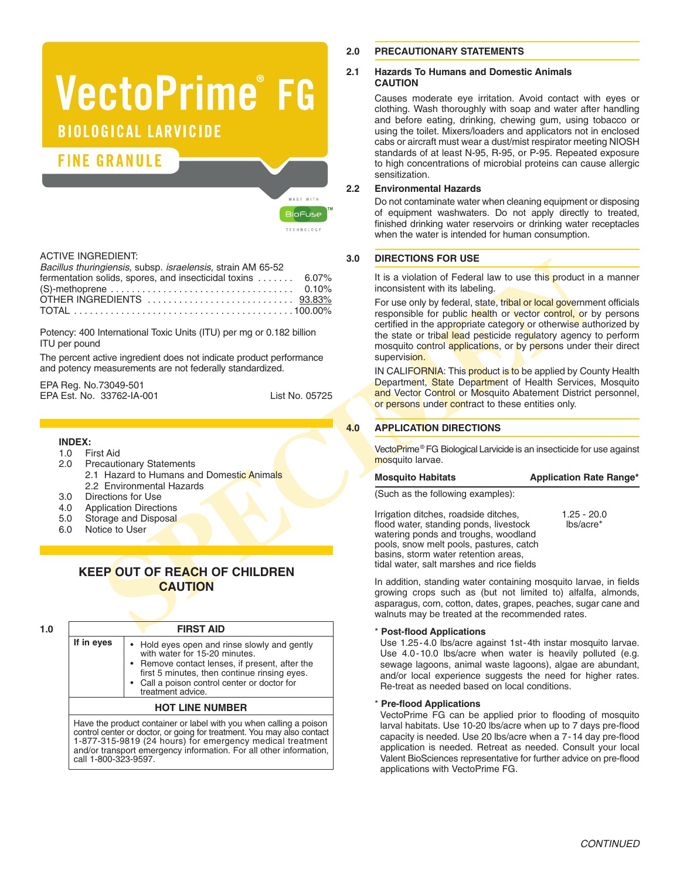# VectoPrime® FG

## BIOLOGICAL LARVICIDE

## FINE GRANULE

MADE WITH BioFuse™ TECHNOLOGY

ACTIVE INGREDIENT:

*Bacillus thuringiensis,* subsp. *israelensis,* strain AM 65-52 fermentation solids, spores, and insecticidal toxins ....... 6.07%
(S)-methoprene .................................. 0.10%
OTHER INGREDIENTS ............................ 93.83%
TOTAL ........................................... 100.00%

Potency: 400 International Toxic Units (ITU) per mg or 0.182 billion ITU per pound

The percent active ingredient does not indicate product performance and potency measurements are not federally standardized.

EPA Reg. No.73049-501
EPA Est. No. 33762-IA-001 List No. 05725

**INDEX:**

- 1.0 First Aid
- 2.0 Precautionary Statements
  - 2.1 Hazard to Humans and Domestic Animals
  - 2.2 Environmental Hazards
- 3.0 Directions for Use
- 4.0 Application Directions
- 5.0 Storage and Disposal
- 6.0 Notice to User

**KEEP OUT OF REACH OF CHILDREN**
**CAUTION**

## 1.0 FIRST AID

| If in eyes | • Hold eyes open and rinse slowly and gently with water for 15-20 minutes. • Remove contact lenses, if present, after the first 5 minutes, then continue rinsing eyes. • Call a poison control center or doctor for treatment advice. |
|---|---|

**HOT LINE NUMBER**

Have the product container or label with you when calling a poison control center or doctor, or going for treatment. You may also contact 1-877-315-9819 (24 hours) for emergency medical treatment and/or transport emergency information. For all other information, call 1-800-323-9597.

## 2.0 PRECAUTIONARY STATEMENTS

### 2.1 Hazards To Humans and Domestic Animals
**CAUTION**

Causes moderate eye irritation. Avoid contact with eyes or clothing. Wash thoroughly with soap and water after handling and before eating, drinking, chewing gum, using tobacco or using the toilet. Mixers/loaders and applicators not in enclosed cabs or aircraft must wear a dust/mist respirator meeting NIOSH standards of at least N-95, R-95, or P-95. Repeated exposure to high concentrations of microbial proteins can cause allergic sensitization.

### 2.2 Environmental Hazards

Do not contaminate water when cleaning equipment or disposing of equipment washwaters. Do not apply directly to treated, finished drinking water reservoirs or drinking water receptacles when the water is intended for human consumption.

## 3.0 DIRECTIONS FOR USE

It is a violation of Federal law to use this product in a manner inconsistent with its labeling.

For use only by federal, state, tribal or local government officials responsible for public health or vector control, or by persons certified in the appropriate category or otherwise authorized by the state or tribal lead pesticide regulatory agency to perform mosquito control applications, or by persons under their direct supervision.

IN CALIFORNIA: This product is to be applied by County Health Department, State Department of Health Services, Mosquito and Vector Control or Mosquito Abatement District personnel, or persons under contract to these entities only.

## 4.0 APPLICATION DIRECTIONS

VectoPrime® FG Biological Larvicide is an insecticide for use against mosquito larvae.

| Mosquito Habitats (Such as the following examples): | Application Rate Range* |
|---|---|
| Irrigation ditches, roadside ditches, flood water, standing ponds, livestock watering ponds and troughs, woodland pools, snow melt pools, pastures, catch basins, storm water retention areas, tidal water, salt marshes and rice fields | 1.25 - 20.0 lbs/acre* |

In addition, standing water containing mosquito larvae, in fields growing crops such as (but not limited to) alfalfa, almonds, asparagus, corn, cotton, dates, grapes, peaches, sugar cane and walnuts may be treated at the recommended rates.

\* **Post-flood Applications**
Use 1.25-4.0 lbs/acre against 1st-4th instar mosquito larvae. Use 4.0-10.0 lbs/acre when water is heavily polluted (e.g. sewage lagoons, animal waste lagoons), algae are abundant, and/or local experience suggests the need for higher rates. Re-treat as needed based on local conditions.

\* **Pre-flood Applications**
VectoPrime FG can be applied prior to flooding of mosquito larval habitats. Use 10-20 lbs/acre when up to 7 days pre-flood capacity is needed. Use 20 lbs/acre when a 7-14 day pre-flood application is needed. Retreat as needed. Consult your local Valent BioSciences representative for further advice on pre-flood applications with VectoPrime FG.

*CONTINUED*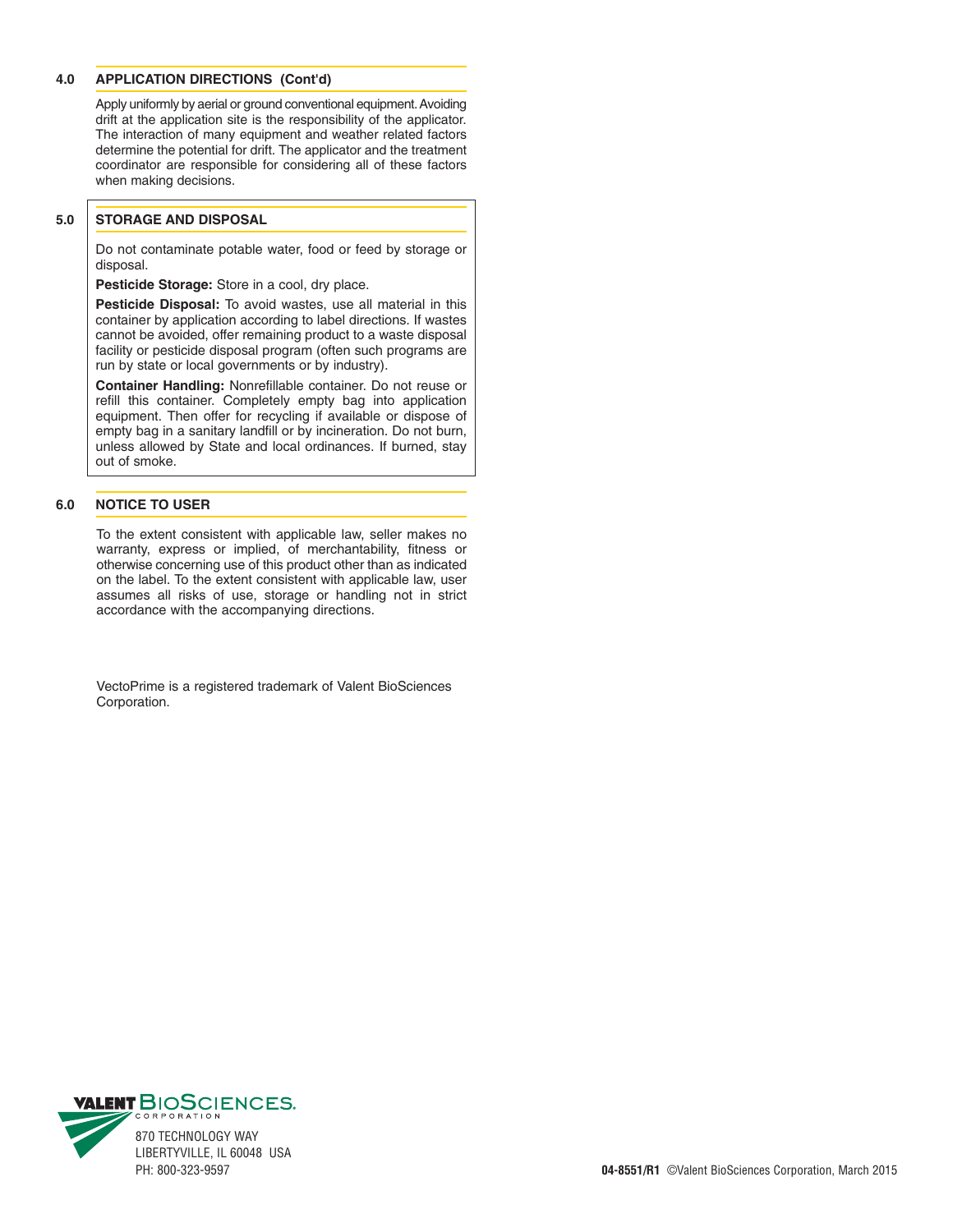## 4.0 APPLICATION DIRECTIONS (Cont'd)

Apply uniformly by aerial or ground conventional equipment. Avoiding drift at the application site is the responsibility of the applicator. The interaction of many equipment and weather related factors determine the potential for drift. The applicator and the treatment coordinator are responsible for considering all of these factors when making decisions.

## 5.0 STORAGE AND DISPOSAL

Do not contaminate potable water, food or feed by storage or disposal.

**Pesticide Storage:** Store in a cool, dry place.

**Pesticide Disposal:** To avoid wastes, use all material in this container by application according to label directions. If wastes cannot be avoided, offer remaining product to a waste disposal facility or pesticide disposal program (often such programs are run by state or local governments or by industry).

**Container Handling:** Nonrefillable container. Do not reuse or refill this container. Completely empty bag into application equipment. Then offer for recycling if available or dispose of empty bag in a sanitary landfill or by incineration. Do not burn, unless allowed by State and local ordinances. If burned, stay out of smoke.

## 6.0 NOTICE TO USER

To the extent consistent with applicable law, seller makes no warranty, express or implied, of merchantability, fitness or otherwise concerning use of this product other than as indicated on the label. To the extent consistent with applicable law, user assumes all risks of use, storage or handling not in strict accordance with the accompanying directions.

VectoPrime is a registered trademark of Valent BioSciences Corporation.

VALENT BIOSCIENCES CORPORATION
870 TECHNOLOGY WAY
LIBERTYVILLE, IL 60048 USA
PH: 800-323-9597

**04-8551/R1** ©Valent BioSciences Corporation, March 2015